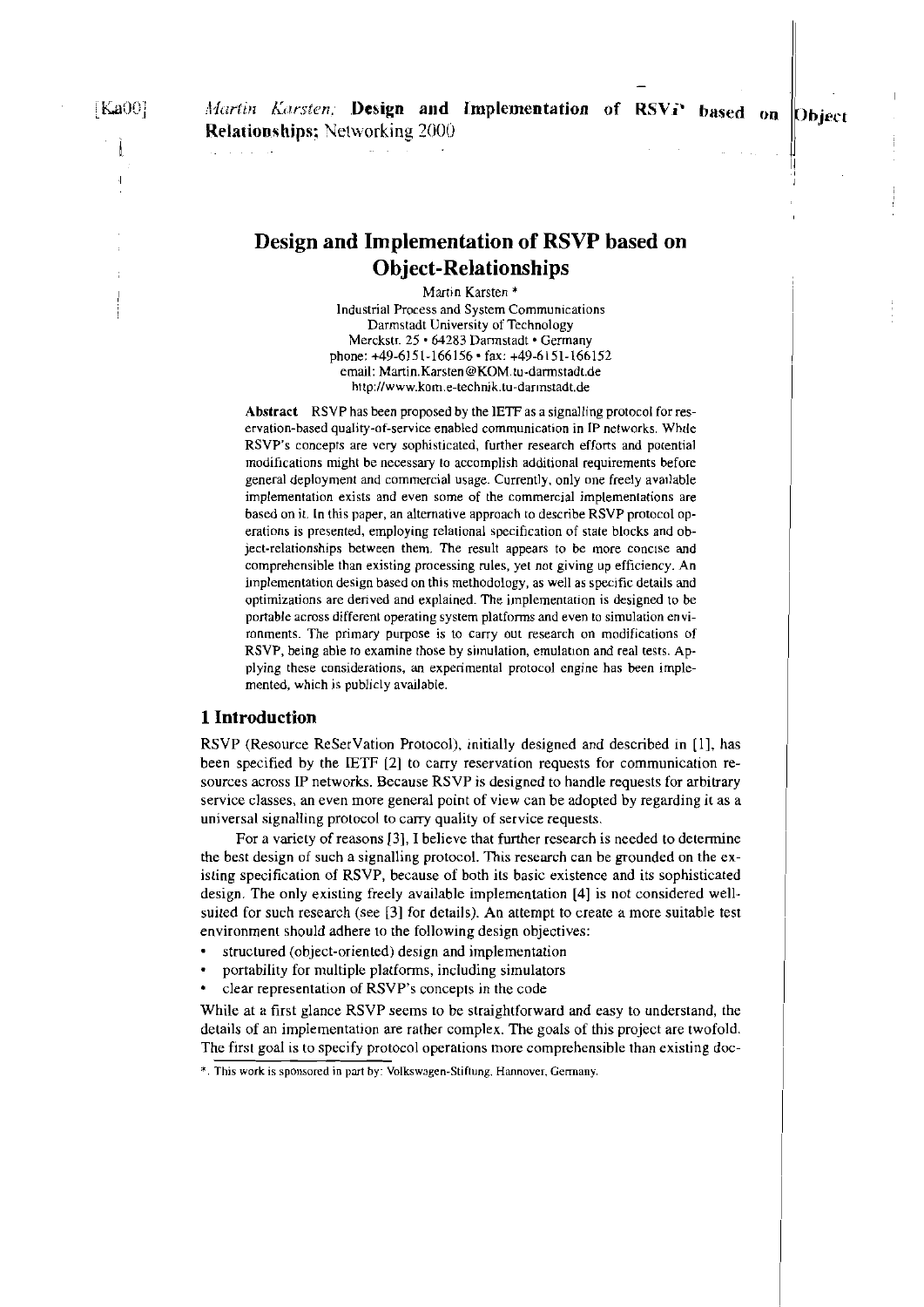# Design and Implementation of RSVP based on Object-Relationships

Martin Karsten *

Industrial Process and System Communications
Darmstadt University of Technology
Merckstr. 25 • 64283 Darmstadt • Germany
phone: +49-6151-166156 • fax: +49-6151-166152
email: Martin.Karsten@KOM.tu-darmstadt.de
http://www.kom.e-technik.tu-darmstadt.de

**Abstract** RSVP has been proposed by the IETF as a signalling protocol for reservation-based quality-of-service enabled communication in IP networks. While RSVP's concepts are very sophisticated, further research efforts and potential modifications might be necessary to accomplish additional requirements before general deployment and commercial usage. Currently, only one freely available implementation exists and even some of the commercial implementations are based on it. In this paper, an alternative approach to describe RSVP protocol operations is presented, employing relational specification of state blocks and object-relationships between them. The result appears to be more concise and comprehensible than existing processing rules, yet not giving up efficiency. An implementation design based on this methodology, as well as specific details and optimizations are derived and explained. The implementation is designed to be portable across different operating system platforms and even to simulation environments. The primary purpose is to carry out research on modifications of RSVP, being able to examine those by simulation, emulation and real tests. Applying these considerations, an experimental protocol engine has been implemented, which is publicly available.

## 1 Introduction

RSVP (Resource ReSerVation Protocol), initially designed and described in [1], has been specified by the IETF [2] to carry reservation requests for communication resources across IP networks. Because RSVP is designed to handle requests for arbitrary service classes, an even more general point of view can be adopted by regarding it as a universal signalling protocol to carry quality of service requests.

For a variety of reasons [3], I believe that further research is needed to determine the best design of such a signalling protocol. This research can be grounded on the existing specification of RSVP, because of both its basic existence and its sophisticated design. The only existing freely available implementation [4] is not considered well-suited for such research (see [3] for details). An attempt to create a more suitable test environment should adhere to the following design objectives:

- structured (object-oriented) design and implementation
- portability for multiple platforms, including simulators
- clear representation of RSVP's concepts in the code

While at a first glance RSVP seems to be straightforward and easy to understand, the details of an implementation are rather complex. The goals of this project are twofold. The first goal is to specify protocol operations more comprehensible than existing doc-

*. This work is sponsored in part by: Volkswagen-Stiftung, Hannover, Germany.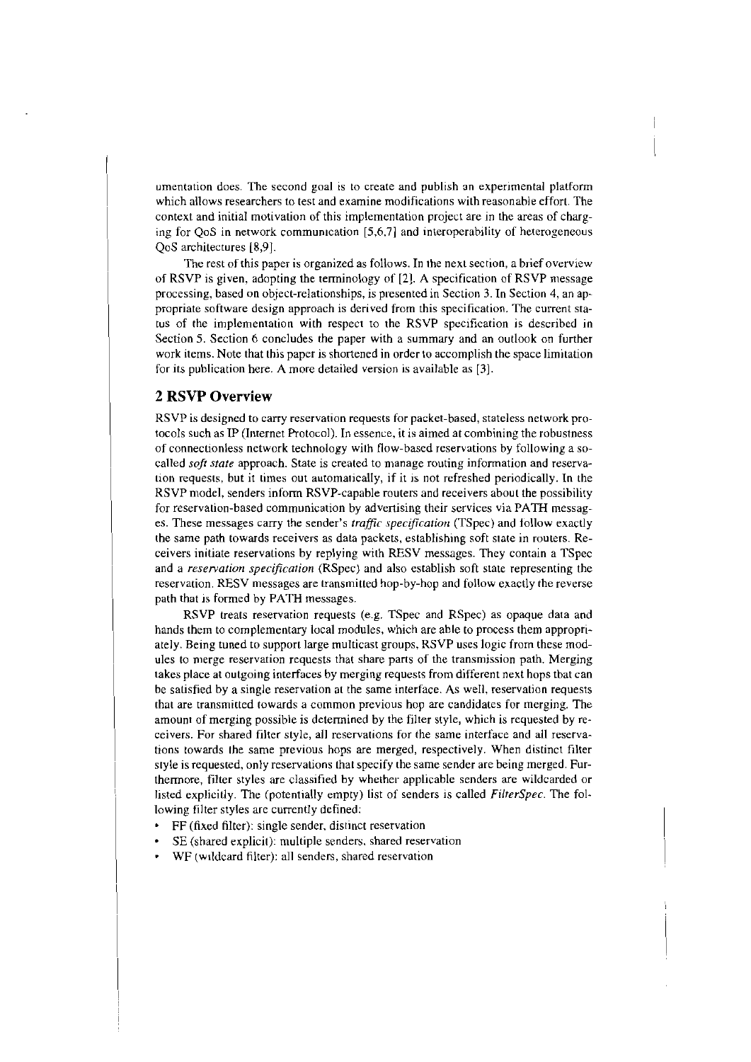umentation does. The second goal is to create and publish an experimental platform which allows researchers to test and examine modifications with reasonable effort. The context and initial motivation of this implementation project are in the areas of charging for QoS in network communication [5,6,7] and interoperability of heterogeneous QoS architectures [8,9].

The rest of this paper is organized as follows. In the next section, a brief overview of RSVP is given, adopting the terminology of [2]. A specification of RSVP message processing, based on object-relationships, is presented in Section 3. In Section 4, an appropriate software design approach is derived from this specification. The current status of the implementation with respect to the RSVP specification is described in Section 5. Section 6 concludes the paper with a summary and an outlook on further work items. Note that this paper is shortened in order to accomplish the space limitation for its publication here. A more detailed version is available as [3].

## 2 RSVP Overview

RSVP is designed to carry reservation requests for packet-based, stateless network protocols such as IP (Internet Protocol). In essence, it is aimed at combining the robustness of connectionless network technology with flow-based reservations by following a so-called *soft state* approach. State is created to manage routing information and reservation requests, but it times out automatically, if it is not refreshed periodically. In the RSVP model, senders inform RSVP-capable routers and receivers about the possibility for reservation-based communication by advertising their services via PATH messages. These messages carry the sender's *traffic specification* (TSpec) and follow exactly the same path towards receivers as data packets, establishing soft state in routers. Receivers initiate reservations by replying with RESV messages. They contain a TSpec and a *reservation specification* (RSpec) and also establish soft state representing the reservation. RESV messages are transmitted hop-by-hop and follow exactly the reverse path that is formed by PATH messages.

RSVP treats reservation requests (e.g. TSpec and RSpec) as opaque data and hands them to complementary local modules, which are able to process them appropriately. Being tuned to support large multicast groups, RSVP uses logic from these modules to merge reservation requests that share parts of the transmission path. Merging takes place at outgoing interfaces by merging requests from different next hops that can be satisfied by a single reservation at the same interface. As well, reservation requests that are transmitted towards a common previous hop are candidates for merging. The amount of merging possible is determined by the filter style, which is requested by receivers. For shared filter style, all reservations for the same interface and all reservations towards the same previous hops are merged, respectively. When distinct filter style is requested, only reservations that specify the same sender are being merged. Furthermore, filter styles are classified by whether applicable senders are wildcarded or listed explicitly. The (potentially empty) list of senders is called *FilterSpec*. The following filter styles are currently defined:

- FF (fixed filter): single sender, distinct reservation
- SE (shared explicit): multiple senders, shared reservation
- WF (wildcard filter): all senders, shared reservation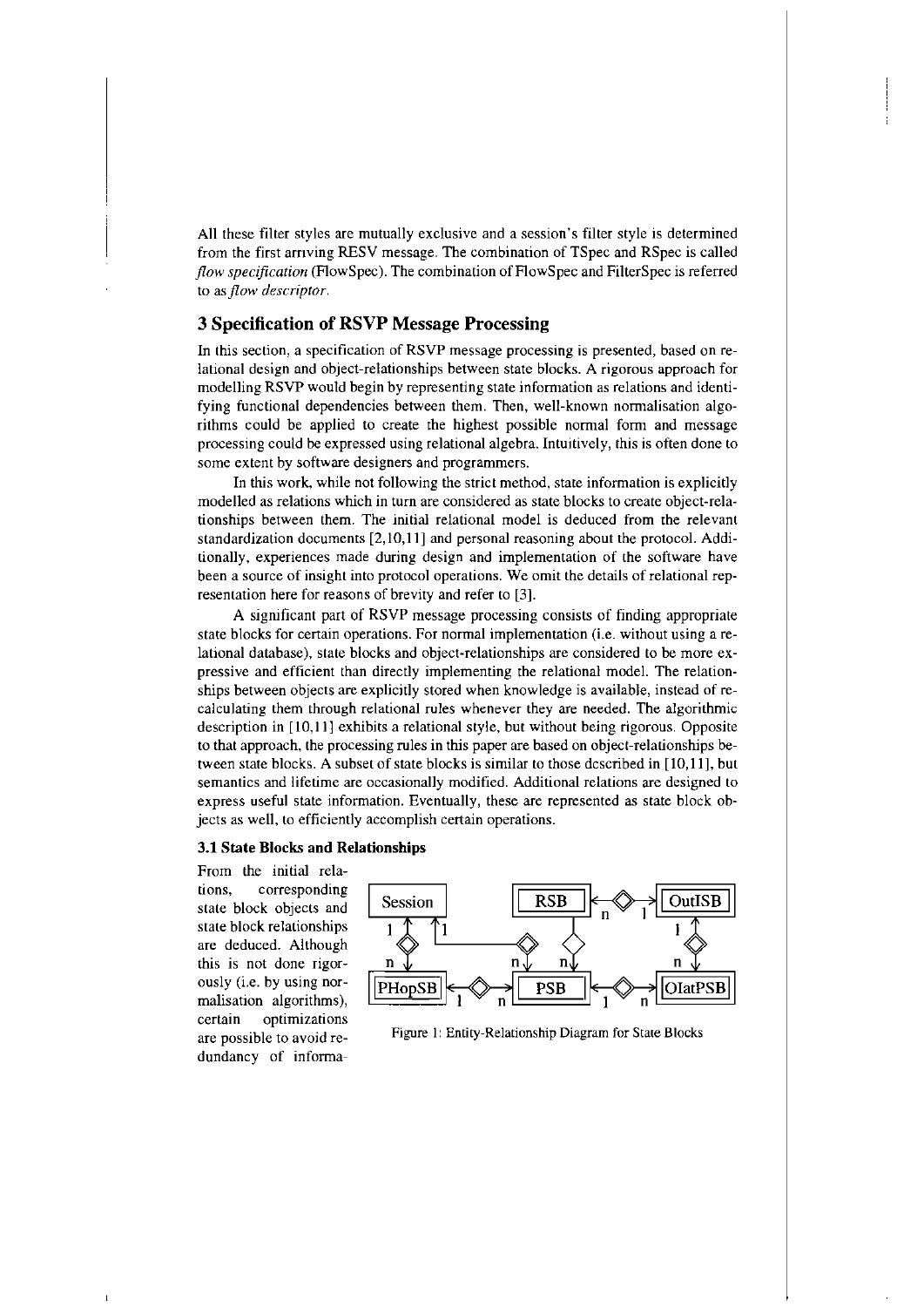All these filter styles are mutually exclusive and a session's filter style is determined from the first arriving RESV message. The combination of TSpec and RSpec is called *flow specification* (FlowSpec). The combination of FlowSpec and FilterSpec is referred to as *flow descriptor*.

## 3 Specification of RSVP Message Processing

In this section, a specification of RSVP message processing is presented, based on relational design and object-relationships between state blocks. A rigorous approach for modelling RSVP would begin by representing state information as relations and identifying functional dependencies between them. Then, well-known normalisation algorithms could be applied to create the highest possible normal form and message processing could be expressed using relational algebra. Intuitively, this is often done to some extent by software designers and programmers.

In this work, while not following the strict method, state information is explicitly modelled as relations which in turn are considered as state blocks to create object-relationships between them. The initial relational model is deduced from the relevant standardization documents [2,10,11] and personal reasoning about the protocol. Additionally, experiences made during design and implementation of the software have been a source of insight into protocol operations. We omit the details of relational representation here for reasons of brevity and refer to [3].

A significant part of RSVP message processing consists of finding appropriate state blocks for certain operations. For normal implementation (i.e. without using a relational database), state blocks and object-relationships are considered to be more expressive and efficient than directly implementing the relational model. The relationships between objects are explicitly stored when knowledge is available, instead of recalculating them through relational rules whenever they are needed. The algorithmic description in [10,11] exhibits a relational style, but without being rigorous. Opposite to that approach, the processing rules in this paper are based on object-relationships between state blocks. A subset of state blocks is similar to those described in [10,11], but semantics and lifetime are occasionally modified. Additional relations are designed to express useful state information. Eventually, these are represented as state block objects as well, to efficiently accomplish certain operations.

### 3.1 State Blocks and Relationships

From the initial relations, corresponding state block objects and state block relationships are deduced. Although this is not done rigorously (i.e. by using normalisation algorithms), certain optimizations are possible to avoid redundancy of informa-

Session

RSB

OutISB

PHopSB

PSB

OIatPSB

1 1 n 1 1 n n n n 1 n 1 n

Figure 1: Entity-Relationship Diagram for State Blocks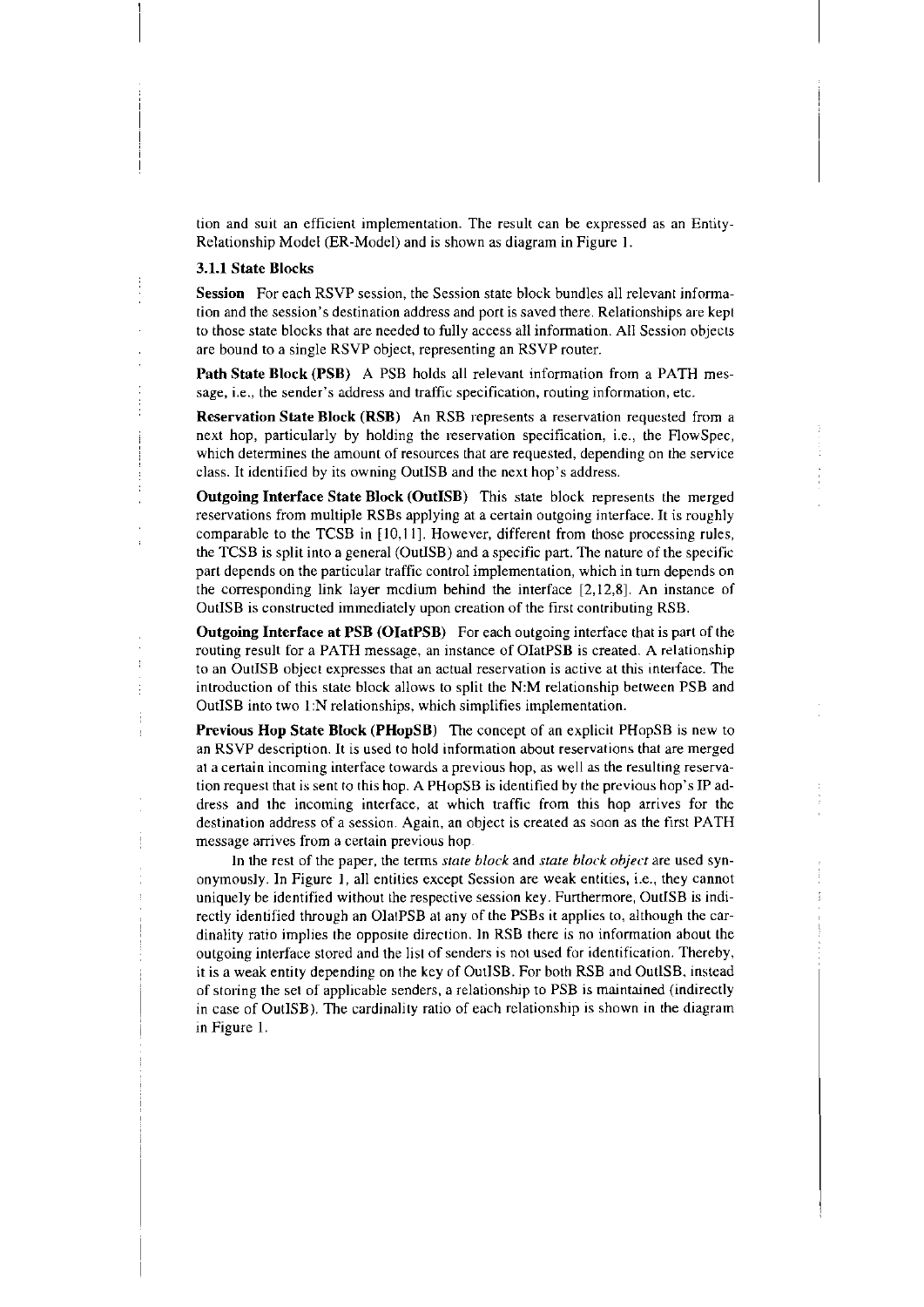tion and suit an efficient implementation. The result can be expressed as an Entity-Relationship Model (ER-Model) and is shown as diagram in Figure 1.

### 3.1.1 State Blocks

**Session** For each RSVP session, the Session state block bundles all relevant information and the session's destination address and port is saved there. Relationships are kept to those state blocks that are needed to fully access all information. All Session objects are bound to a single RSVP object, representing an RSVP router.

**Path State Block (PSB)** A PSB holds all relevant information from a PATH message, i.e., the sender's address and traffic specification, routing information, etc.

**Reservation State Block (RSB)** An RSB represents a reservation requested from a next hop, particularly by holding the reservation specification, i.e., the FlowSpec, which determines the amount of resources that are requested, depending on the service class. It identified by its owning OutISB and the next hop's address.

**Outgoing Interface State Block (OutISB)** This state block represents the merged reservations from multiple RSBs applying at a certain outgoing interface. It is roughly comparable to the TCSB in [10,11]. However, different from those processing rules, the TCSB is split into a general (OutISB) and a specific part. The nature of the specific part depends on the particular traffic control implementation, which in turn depends on the corresponding link layer medium behind the interface [2,12,8]. An instance of OutISB is constructed immediately upon creation of the first contributing RSB.

**Outgoing Interface at PSB (OIatPSB)** For each outgoing interface that is part of the routing result for a PATH message, an instance of OIatPSB is created. A relationship to an OutISB object expresses that an actual reservation is active at this interface. The introduction of this state block allows to split the N:M relationship between PSB and OutISB into two 1:N relationships, which simplifies implementation.

**Previous Hop State Block (PHopSB)** The concept of an explicit PHopSB is new to an RSVP description. It is used to hold information about reservations that are merged at a certain incoming interface towards a previous hop, as well as the resulting reservation request that is sent to this hop. A PHopSB is identified by the previous hop's IP address and the incoming interface, at which traffic from this hop arrives for the destination address of a session. Again, an object is created as soon as the first PATH message arrives from a certain previous hop.

In the rest of the paper, the terms *state block* and *state block object* are used synonymously. In Figure 1, all entities except Session are weak entities, i.e., they cannot uniquely be identified without the respective session key. Furthermore, OutISB is indirectly identified through an OIatPSB at any of the PSBs it applies to, although the cardinality ratio implies the opposite direction. In RSB there is no information about the outgoing interface stored and the list of senders is not used for identification. Thereby, it is a weak entity depending on the key of OutISB. For both RSB and OutISB, instead of storing the set of applicable senders, a relationship to PSB is maintained (indirectly in case of OutISB). The cardinality ratio of each relationship is shown in the diagram in Figure 1.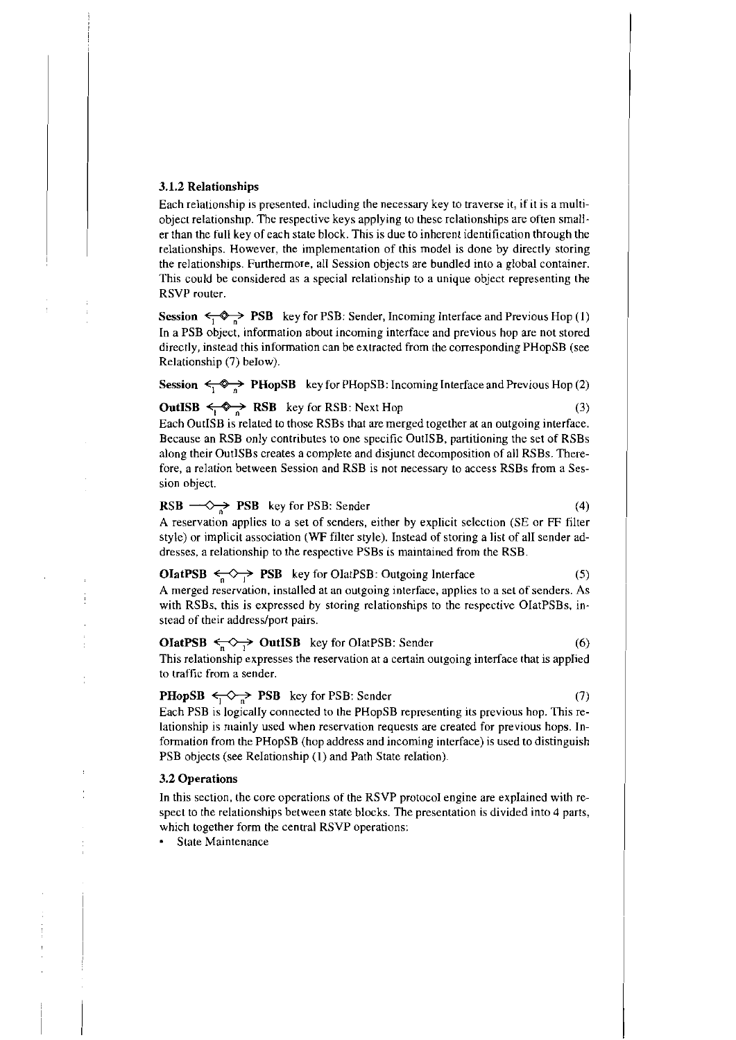### 3.1.2 Relationships

Each relationship is presented, including the necessary key to traverse it, if it is a multi-object relationship. The respective keys applying to these relationships are often smaller than the full key of each state block. This is due to inherent identification through the relationships. However, the implementation of this model is done by directly storing the relationships. Furthermore, all Session objects are bundled into a global container. This could be considered as a special relationship to a unique object representing the RSVP router.

**Session** $\underset{1 \quad n}{\longleftrightarrow}$ **PSB** key for PSB: Sender, Incoming Interface and Previous Hop (1)

In a PSB object, information about incoming interface and previous hop are not stored directly, instead this information can be extracted from the corresponding PHopSB (see Relationship (7) below).

**Session** $\underset{1 \quad n}{\longleftrightarrow}$ **PHopSB** key for PHopSB: Incoming Interface and Previous Hop (2)

**OutISB** $\underset{1 \quad n}{\longleftrightarrow}$ **RSB** key for RSB: Next Hop (3)

Each OutISB is related to those RSBs that are merged together at an outgoing interface. Because an RSB only contributes to one specific OutISB, partitioning the set of RSBs along their OutISBs creates a complete and disjunct decomposition of all RSBs. Therefore, a relation between Session and RSB is not necessary to access RSBs from a Session object.

**RSB** $\underset{\quad n}{\longrightarrow}$ **PSB** key for PSB: Sender (4)

A reservation applies to a set of senders, either by explicit selection (SE or FF filter style) or implicit association (WF filter style). Instead of storing a list of all sender addresses, a relationship to the respective PSBs is maintained from the RSB.

**OIatPSB** $\underset{n \quad 1}{\longleftrightarrow}$ **PSB** key for OIatPSB: Outgoing Interface (5)

A merged reservation, installed at an outgoing interface, applies to a set of senders. As with RSBs, this is expressed by storing relationships to the respective OIatPSBs, instead of their address/port pairs.

**OIatPSB** $\underset{n \quad 1}{\longleftrightarrow}$ **OutISB** key for OIatPSB: Sender (6)

This relationship expresses the reservation at a certain outgoing interface that is applied to traffic from a sender.

**PHopSB** $\underset{1 \quad n}{\longleftrightarrow}$ **PSB** key for PSB: Sender (7)

Each PSB is logically connected to the PHopSB representing its previous hop. This relationship is mainly used when reservation requests are created for previous hops. Information from the PHopSB (hop address and incoming interface) is used to distinguish PSB objects (see Relationship (1) and Path State relation).

## 3.2 Operations

In this section, the core operations of the RSVP protocol engine are explained with respect to the relationships between state blocks. The presentation is divided into 4 parts, which together form the central RSVP operations:

- State Maintenance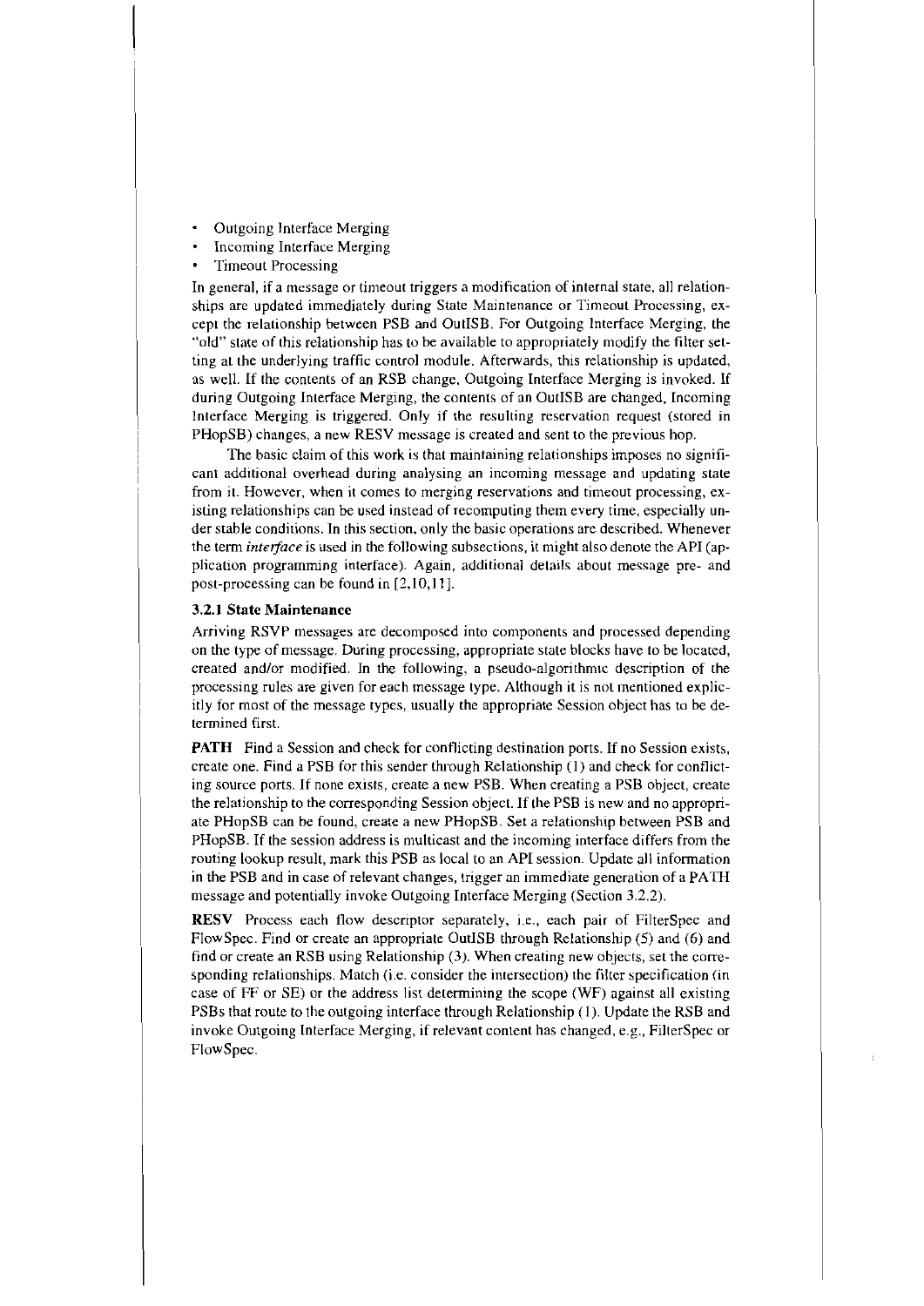- Outgoing Interface Merging
- Incoming Interface Merging
- Timeout Processing

In general, if a message or timeout triggers a modification of internal state, all relationships are updated immediately during State Maintenance or Timeout Processing, except the relationship between PSB and OutISB. For Outgoing Interface Merging, the "old" state of this relationship has to be available to appropriately modify the filter setting at the underlying traffic control module. Afterwards, this relationship is updated, as well. If the contents of an RSB change, Outgoing Interface Merging is invoked. If during Outgoing Interface Merging, the contents of an OutISB are changed, Incoming Interface Merging is triggered. Only if the resulting reservation request (stored in PHopSB) changes, a new RESV message is created and sent to the previous hop.

The basic claim of this work is that maintaining relationships imposes no significant additional overhead during analysing an incoming message and updating state from it. However, when it comes to merging reservations and timeout processing, existing relationships can be used instead of recomputing them every time, especially under stable conditions. In this section, only the basic operations are described. Whenever the term *interface* is used in the following subsections, it might also denote the API (application programming interface). Again, additional details about message pre- and post-processing can be found in [2,10,11].

### 3.2.1 State Maintenance

Arriving RSVP messages are decomposed into components and processed depending on the type of message. During processing, appropriate state blocks have to be located, created and/or modified. In the following, a pseudo-algorithmic description of the processing rules are given for each message type. Although it is not mentioned explicitly for most of the message types, usually the appropriate Session object has to be determined first.

**PATH** Find a Session and check for conflicting destination ports. If no Session exists, create one. Find a PSB for this sender through Relationship (1) and check for conflicting source ports. If none exists, create a new PSB. When creating a PSB object, create the relationship to the corresponding Session object. If the PSB is new and no appropriate PHopSB can be found, create a new PHopSB. Set a relationship between PSB and PHopSB. If the session address is multicast and the incoming interface differs from the routing lookup result, mark this PSB as local to an API session. Update all information in the PSB and in case of relevant changes, trigger an immediate generation of a PATH message and potentially invoke Outgoing Interface Merging (Section 3.2.2).

**RESV** Process each flow descriptor separately, i.e., each pair of FilterSpec and FlowSpec. Find or create an appropriate OutISB through Relationship (5) and (6) and find or create an RSB using Relationship (3). When creating new objects, set the corresponding relationships. Match (i.e. consider the intersection) the filter specification (in case of FF or SE) or the address list determining the scope (WF) against all existing PSBs that route to the outgoing interface through Relationship (1). Update the RSB and invoke Outgoing Interface Merging, if relevant content has changed, e.g., FilterSpec or FlowSpec.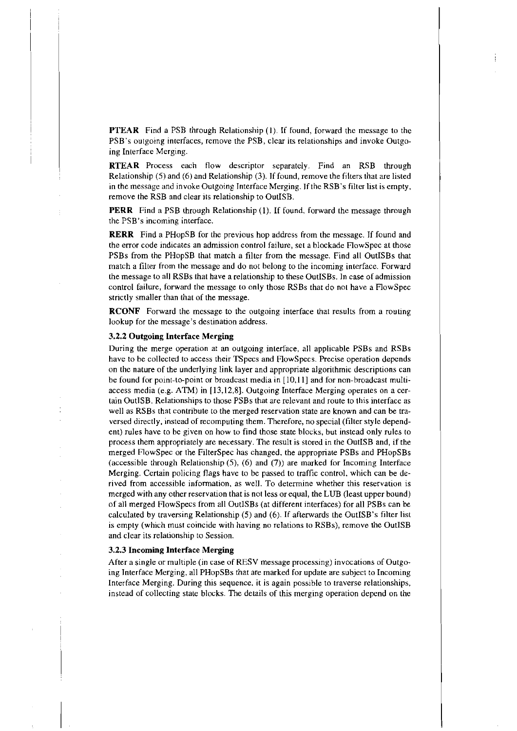**PTEAR** Find a PSB through Relationship (1). If found, forward the message to the PSB's outgoing interfaces, remove the PSB, clear its relationships and invoke Outgoing Interface Merging.

**RTEAR** Process each flow descriptor separately. Find an RSB through Relationship (5) and (6) and Relationship (3). If found, remove the filters that are listed in the message and invoke Outgoing Interface Merging. If the RSB's filter list is empty, remove the RSB and clear its relationship to OutISB.

**PERR** Find a PSB through Relationship (1). If found, forward the message through the PSB's incoming interface.

**RERR** Find a PHopSB for the previous hop address from the message. If found and the error code indicates an admission control failure, set a blockade FlowSpec at those PSBs from the PHopSB that match a filter from the message. Find all OutISBs that match a filter from the message and do not belong to the incoming interface. Forward the message to all RSBs that have a relationship to these OutISBs. In case of admission control failure, forward the message to only those RSBs that do not have a FlowSpec strictly smaller than that of the message.

**RCONF** Forward the message to the outgoing interface that results from a routing lookup for the message's destination address.

### 3.2.2 Outgoing Interface Merging

During the merge operation at an outgoing interface, all applicable PSBs and RSBs have to be collected to access their TSpecs and FlowSpecs. Precise operation depends on the nature of the underlying link layer and appropriate algorithmic descriptions can be found for point-to-point or broadcast media in [10,11] and for non-broadcast multi-access media (e.g. ATM) in [13,12,8]. Outgoing Interface Merging operates on a certain OutISB. Relationships to those PSBs that are relevant and route to this interface as well as RSBs that contribute to the merged reservation state are known and can be traversed directly, instead of recomputing them. Therefore, no special (filter style dependent) rules have to be given on how to find those state blocks, but instead only rules to process them appropriately are necessary. The result is stored in the OutISB and, if the merged FlowSpec or the FilterSpec has changed, the appropriate PSBs and PHopSBs (accessible through Relationship (5), (6) and (7)) are marked for Incoming Interface Merging. Certain policing flags have to be passed to traffic control, which can be derived from accessible information, as well. To determine whether this reservation is merged with any other reservation that is not less or equal, the LUB (least upper bound) of all merged FlowSpecs from all OutISBs (at different interfaces) for all PSBs can be calculated by traversing Relationship (5) and (6). If afterwards the OutISB's filter list is empty (which must coincide with having no relations to RSBs), remove the OutISB and clear its relationship to Session.

### 3.2.3 Incoming Interface Merging

After a single or multiple (in case of RESV message processing) invocations of Outgoing Interface Merging, all PHopSBs that are marked for update are subject to Incoming Interface Merging. During this sequence, it is again possible to traverse relationships, instead of collecting state blocks. The details of this merging operation depend on the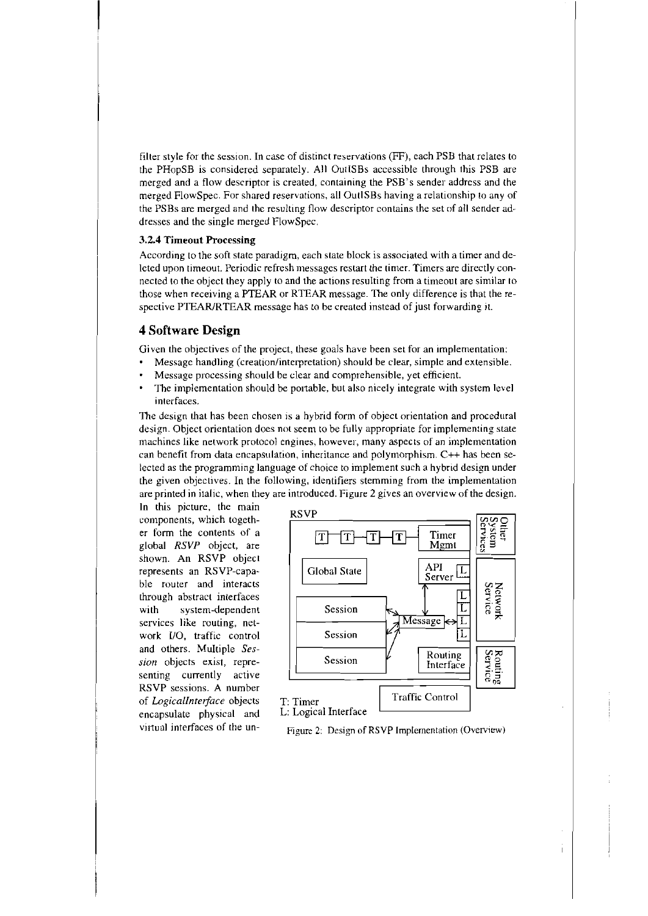filter style for the session. In case of distinct reservations (FF), each PSB that relates to the PHopSB is considered separately. All OutISBs accessible through this PSB are merged and a flow descriptor is created, containing the PSB's sender address and the merged FlowSpec. For shared reservations, all OutISBs having a relationship to any of the PSBs are merged and the resulting flow descriptor contains the set of all sender addresses and the single merged FlowSpec.

### 3.2.4 Timeout Processing

According to the soft state paradigm, each state block is associated with a timer and deleted upon timeout. Periodic refresh messages restart the timer. Timers are directly connected to the object they apply to and the actions resulting from a timeout are similar to those when receiving a PTEAR or RTEAR message. The only difference is that the respective PTEAR/RTEAR message has to be created instead of just forwarding it.

## 4 Software Design

Given the objectives of the project, these goals have been set for an implementation:

- Message handling (creation/interpretation) should be clear, simple and extensible.
- Message processing should be clear and comprehensible, yet efficient.
- The implementation should be portable, but also nicely integrate with system level interfaces.

The design that has been chosen is a hybrid form of object orientation and procedural design. Object orientation does not seem to be fully appropriate for implementing state machines like network protocol engines, however, many aspects of an implementation can benefit from data encapsulation, inheritance and polymorphism. C++ has been selected as the programming language of choice to implement such a hybrid design under the given objectives. In the following, identifiers stemming from the implementation are printed in italic, when they are introduced. Figure 2 gives an overview of the design.

In this picture, the main components, which together form the contents of a global *RSVP* object, are shown. An RSVP object represents an RSVP-capable router and interacts through abstract interfaces with system-dependent services like routing, network I/O, traffic control and others. Multiple *Session* objects exist, representing currently active RSVP sessions. A number of *LogicalInterface* objects encapsulate physical and virtual interfaces of the un-

RSVP
T T T T Timer Mgmt
Other System Services
Global State
API Server L
Network Service
Session
Session
Session
Message
L L L L
Routing Interface
Routing Service
Traffic Control
T: Timer
L: Logical Interface

Figure 2: Design of RSVP Implementation (Overview)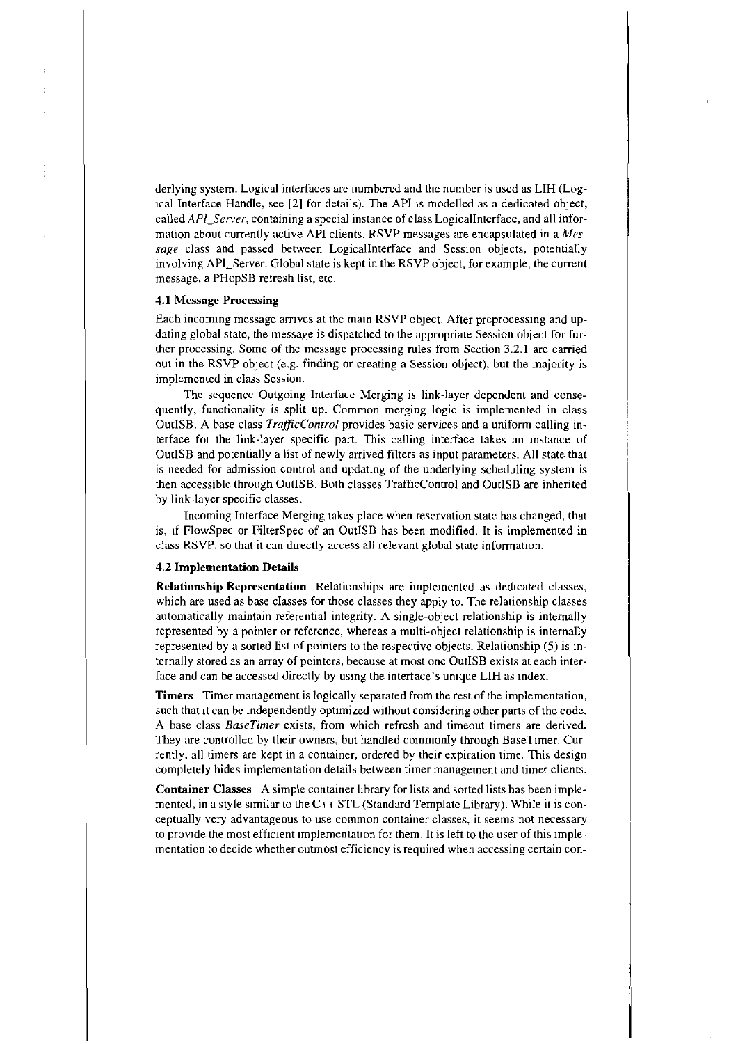derlying system. Logical interfaces are numbered and the number is used as LIH (Logical Interface Handle, see [2] for details). The API is modelled as a dedicated object, called *API_Server*, containing a special instance of class LogicalInterface, and all information about currently active API clients. RSVP messages are encapsulated in a *Message* class and passed between LogicalInterface and Session objects, potentially involving API_Server. Global state is kept in the RSVP object, for example, the current message, a PHopSB refresh list, etc.

### 4.1 Message Processing

Each incoming message arrives at the main RSVP object. After preprocessing and updating global state, the message is dispatched to the appropriate Session object for further processing. Some of the message processing rules from Section 3.2.1 are carried out in the RSVP object (e.g. finding or creating a Session object), but the majority is implemented in class Session.

The sequence Outgoing Interface Merging is link-layer dependent and consequently, functionality is split up. Common merging logic is implemented in class OutISB. A base class *TrafficControl* provides basic services and a uniform calling interface for the link-layer specific part. This calling interface takes an instance of OutISB and potentially a list of newly arrived filters as input parameters. All state that is needed for admission control and updating of the underlying scheduling system is then accessible through OutISB. Both classes TrafficControl and OutISB are inherited by link-layer specific classes.

Incoming Interface Merging takes place when reservation state has changed, that is, if FlowSpec or FilterSpec of an OutISB has been modified. It is implemented in class RSVP, so that it can directly access all relevant global state information.

### 4.2 Implementation Details

**Relationship Representation** Relationships are implemented as dedicated classes, which are used as base classes for those classes they apply to. The relationship classes automatically maintain referential integrity. A single-object relationship is internally represented by a pointer or reference, whereas a multi-object relationship is internally represented by a sorted list of pointers to the respective objects. Relationship (5) is internally stored as an array of pointers, because at most one OutISB exists at each interface and can be accessed directly by using the interface's unique LIH as index.

**Timers** Timer management is logically separated from the rest of the implementation, such that it can be independently optimized without considering other parts of the code. A base class *BaseTimer* exists, from which refresh and timeout timers are derived. They are controlled by their owners, but handled commonly through BaseTimer. Currently, all timers are kept in a container, ordered by their expiration time. This design completely hides implementation details between timer management and timer clients.

**Container Classes** A simple container library for lists and sorted lists has been implemented, in a style similar to the C++ STL (Standard Template Library). While it is conceptually very advantageous to use common container classes, it seems not necessary to provide the most efficient implementation for them. It is left to the user of this implementation to decide whether outmost efficiency is required when accessing certain con-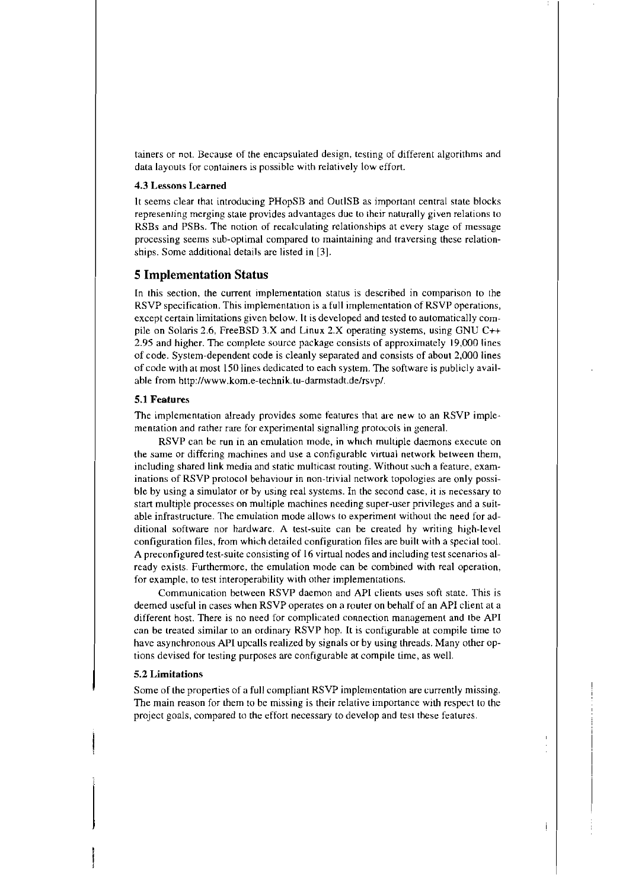tainers or not. Because of the encapsulated design, testing of different algorithms and data layouts for containers is possible with relatively low effort.

### 4.3 Lessons Learned

It seems clear that introducing PHopSB and OutISB as important central state blocks representing merging state provides advantages due to their naturally given relations to RSBs and PSBs. The notion of recalculating relationships at every stage of message processing seems sub-optimal compared to maintaining and traversing these relationships. Some additional details are listed in [3].

## 5 Implementation Status

In this section, the current implementation status is described in comparison to the RSVP specification. This implementation is a full implementation of RSVP operations, except certain limitations given below. It is developed and tested to automatically compile on Solaris 2.6, FreeBSD 3.X and Linux 2.X operating systems, using GNU C++ 2.95 and higher. The complete source package consists of approximately 19,000 lines of code. System-dependent code is cleanly separated and consists of about 2,000 lines of code with at most 150 lines dedicated to each system. The software is publicly available from http://www.kom.e-technik.tu-darmstadt.de/rsvp/.

### 5.1 Features

The implementation already provides some features that are new to an RSVP implementation and rather rare for experimental signalling protocols in general.

RSVP can be run in an emulation mode, in which multiple daemons execute on the same or differing machines and use a configurable virtual network between them, including shared link media and static multicast routing. Without such a feature, examinations of RSVP protocol behaviour in non-trivial network topologies are only possible by using a simulator or by using real systems. In the second case, it is necessary to start multiple processes on multiple machines needing super-user privileges and a suitable infrastructure. The emulation mode allows to experiment without the need for additional software nor hardware. A test-suite can be created by writing high-level configuration files, from which detailed configuration files are built with a special tool. A preconfigured test-suite consisting of 16 virtual nodes and including test scenarios already exists. Furthermore, the emulation mode can be combined with real operation, for example, to test interoperability with other implementations.

Communication between RSVP daemon and API clients uses soft state. This is deemed useful in cases when RSVP operates on a router on behalf of an API client at a different host. There is no need for complicated connection management and the API can be treated similar to an ordinary RSVP hop. It is configurable at compile time to have asynchronous API upcalls realized by signals or by using threads. Many other options devised for testing purposes are configurable at compile time, as well.

### 5.2 Limitations

Some of the properties of a full compliant RSVP implementation are currently missing. The main reason for them to be missing is their relative importance with respect to the project goals, compared to the effort necessary to develop and test these features.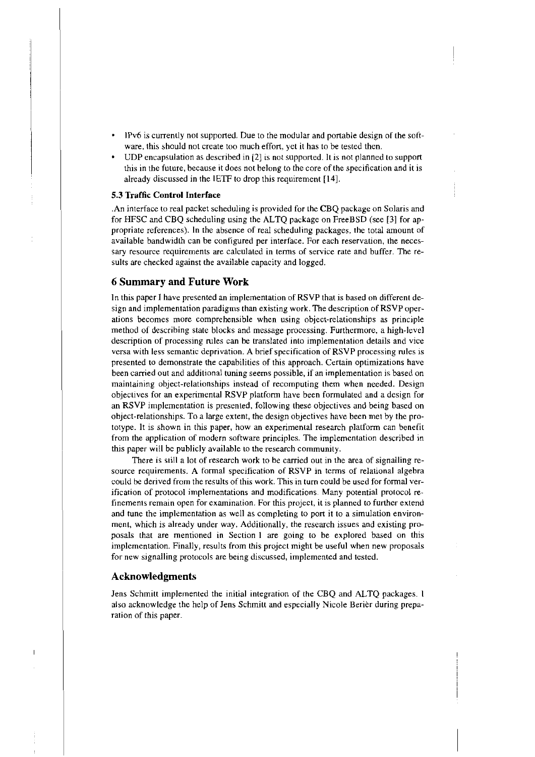- IPv6 is currently not supported. Due to the modular and portable design of the software, this should not create too much effort, yet it has to be tested then.
- UDP encapsulation as described in [2] is not supported. It is not planned to support this in the future, because it does not belong to the core of the specification and it is already discussed in the IETF to drop this requirement [14].

### 5.3 Traffic Control Interface

.An interface to real packet scheduling is provided for the CBQ package on Solaris and for HFSC and CBQ scheduling using the ALTQ package on FreeBSD (see [3] for appropriate references). In the absence of real scheduling packages, the total amount of available bandwidth can be configured per interface. For each reservation, the necessary resource requirements are calculated in terms of service rate and buffer. The results are checked against the available capacity and logged.

## 6 Summary and Future Work

In this paper I have presented an implementation of RSVP that is based on different design and implementation paradigms than existing work. The description of RSVP operations becomes more comprehensible when using object-relationships as principle method of describing state blocks and message processing. Furthermore, a high-level description of processing rules can be translated into implementation details and vice versa with less semantic deprivation. A brief specification of RSVP processing rules is presented to demonstrate the capabilities of this approach. Certain optimizations have been carried out and additional tuning seems possible, if an implementation is based on maintaining object-relationships instead of recomputing them when needed. Design objectives for an experimental RSVP platform have been formulated and a design for an RSVP implementation is presented, following these objectives and being based on object-relationships. To a large extent, the design objectives have been met by the prototype. It is shown in this paper, how an experimental research platform can benefit from the application of modern software principles. The implementation described in this paper will be publicly available to the research community.

There is still a lot of research work to be carried out in the area of signalling resource requirements. A formal specification of RSVP in terms of relational algebra could be derived from the results of this work. This in turn could be used for formal verification of protocol implementations and modifications. Many potential protocol refinements remain open for examination. For this project, it is planned to further extend and tune the implementation as well as completing to port it to a simulation environment, which is already under way. Additionally, the research issues and existing proposals that are mentioned in Section 1 are going to be explored based on this implementation. Finally, results from this project might be useful when new proposals for new signalling protocols are being discussed, implemented and tested.

## Acknowledgments

Jens Schmitt implemented the initial integration of the CBQ and ALTQ packages. I also acknowledge the help of Jens Schmitt and especially Nicole Berièr during preparation of this paper.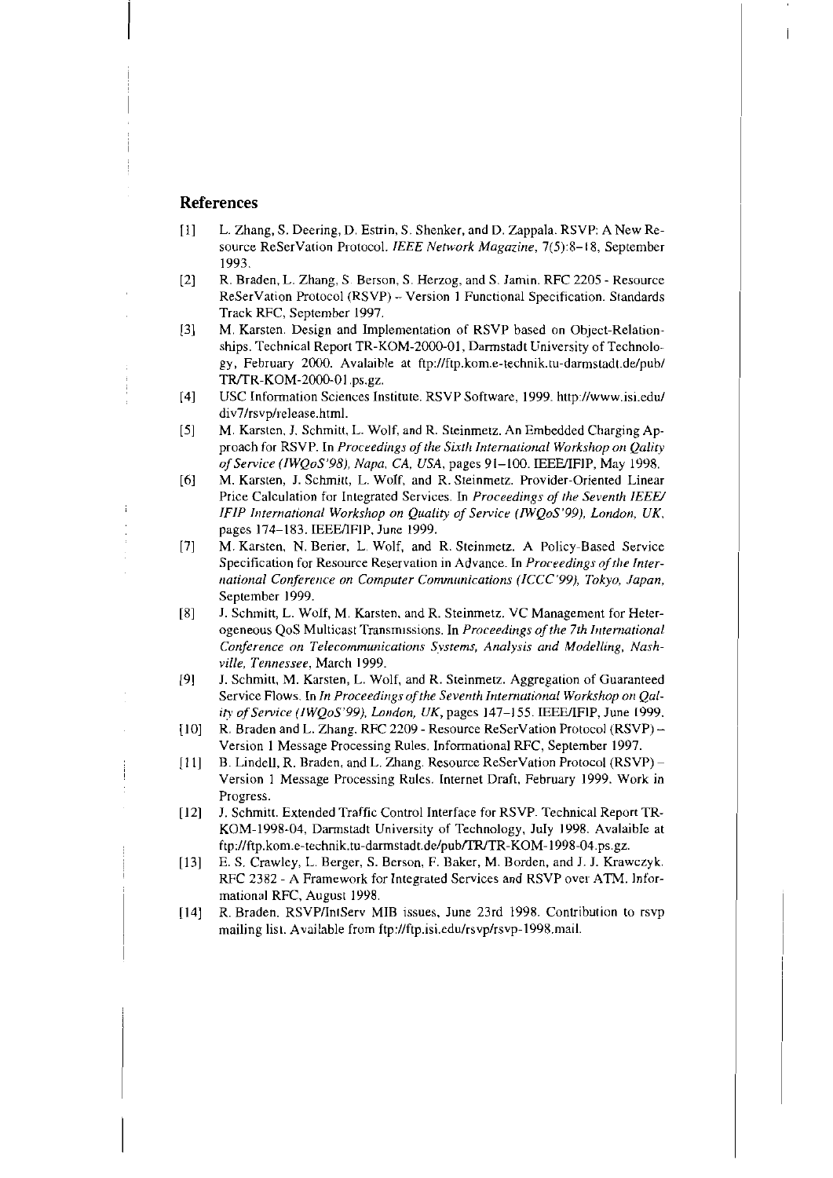## References

[1] L. Zhang, S. Deering, D. Estrin, S. Shenker, and D. Zappala. RSVP: A New Resource ReSerVation Protocol. *IEEE Network Magazine*, 7(5):8–18, September 1993.

[2] R. Braden, L. Zhang, S. Berson, S. Herzog, and S. Jamin. RFC 2205 - Resource ReSerVation Protocol (RSVP) – Version 1 Functional Specification. Standards Track RFC, September 1997.

[3] M. Karsten. Design and Implementation of RSVP based on Object-Relationships. Technical Report TR-KOM-2000-01, Darmstadt University of Technology, February 2000. Avalaible at ftp://ftp.kom.e-technik.tu-darmstadt.de/pub/TR/TR-KOM-2000-01.ps.gz.

[4] USC Information Sciences Institute. RSVP Software, 1999. http://www.isi.edu/div7/rsvp/release.html.

[5] M. Karsten, J. Schmitt, L. Wolf, and R. Steinmetz. An Embedded Charging Approach for RSVP. In *Proceedings of the Sixth International Workshop on Qality of Service (IWQoS'98), Napa, CA, USA*, pages 91–100. IEEE/IFIP, May 1998.

[6] M. Karsten, J. Schmitt, L. Wolf, and R. Steinmetz. Provider-Oriented Linear Price Calculation for Integrated Services. In *Proceedings of the Seventh IEEE/IFIP International Workshop on Quality of Service (IWQoS'99), London, UK*, pages 174–183. IEEE/IFIP, June 1999.

[7] M. Karsten, N. Berier, L. Wolf, and R. Steinmetz. A Policy-Based Service Specification for Resource Reservation in Advance. In *Proceedings of the International Conference on Computer Communications (ICCC'99), Tokyo, Japan*, September 1999.

[8] J. Schmitt, L. Wolf, M. Karsten, and R. Steinmetz. VC Management for Heterogeneous QoS Multicast Transmissions. In *Proceedings of the 7th International Conference on Telecommunications Systems, Analysis and Modelling, Nashville, Tennessee*, March 1999.

[9] J. Schmitt, M. Karsten, L. Wolf, and R. Steinmetz. Aggregation of Guaranteed Service Flows. In *In Proceedings of the Seventh International Workshop on Qality of Service (IWQoS'99), London, UK*, pages 147–155. IEEE/IFIP, June 1999.

[10] R. Braden and L. Zhang. RFC 2209 - Resource ReSerVation Protocol (RSVP) – Version 1 Message Processing Rules. Informational RFC, September 1997.

[11] B. Lindell, R. Braden, and L. Zhang. Resource ReSerVation Protocol (RSVP) – Version 1 Message Processing Rules. Internet Draft, February 1999. Work in Progress.

[12] J. Schmitt. Extended Traffic Control Interface for RSVP. Technical Report TR-KOM-1998-04, Darmstadt University of Technology, July 1998. Avalaible at ftp://ftp.kom.e-technik.tu-darmstadt.de/pub/TR/TR-KOM-1998-04.ps.gz.

[13] E. S. Crawley, L. Berger, S. Berson, F. Baker, M. Borden, and J. J. Krawczyk. RFC 2382 - A Framework for Integrated Services and RSVP over ATM. Informational RFC, August 1998.

[14] R. Braden. RSVP/IntServ MIB issues, June 23rd 1998. Contribution to rsvp mailing list. Available from ftp://ftp.isi.edu/rsvp/rsvp-1998.mail.